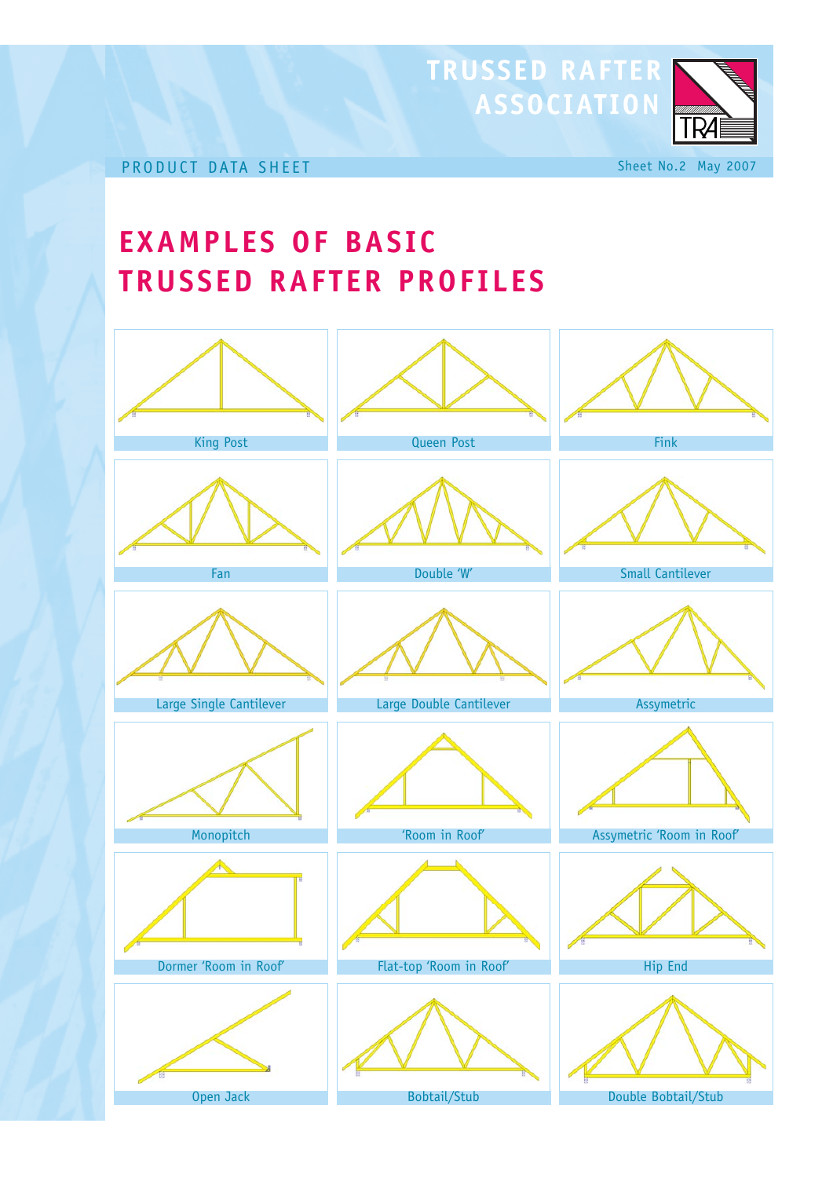TRUSSED RAFTER ASSOCIATION

PRODUCT DATA SHEET

Sheet No.2 May 2007

# EXAMPLES OF BASIC TRUSSED RAFTER PROFILES

King Post

Queen Post

Fink

Fan

Double 'W'

Small Cantilever

Large Single Cantilever

Large Double Cantilever

Assymetric

Monopitch

'Room in Roof'

Assymetric 'Room in Roof'

Dormer 'Room in Roof'

Flat-top 'Room in Roof'

Hip End

Open Jack

Bobtail/Stub

Double Bobtail/Stub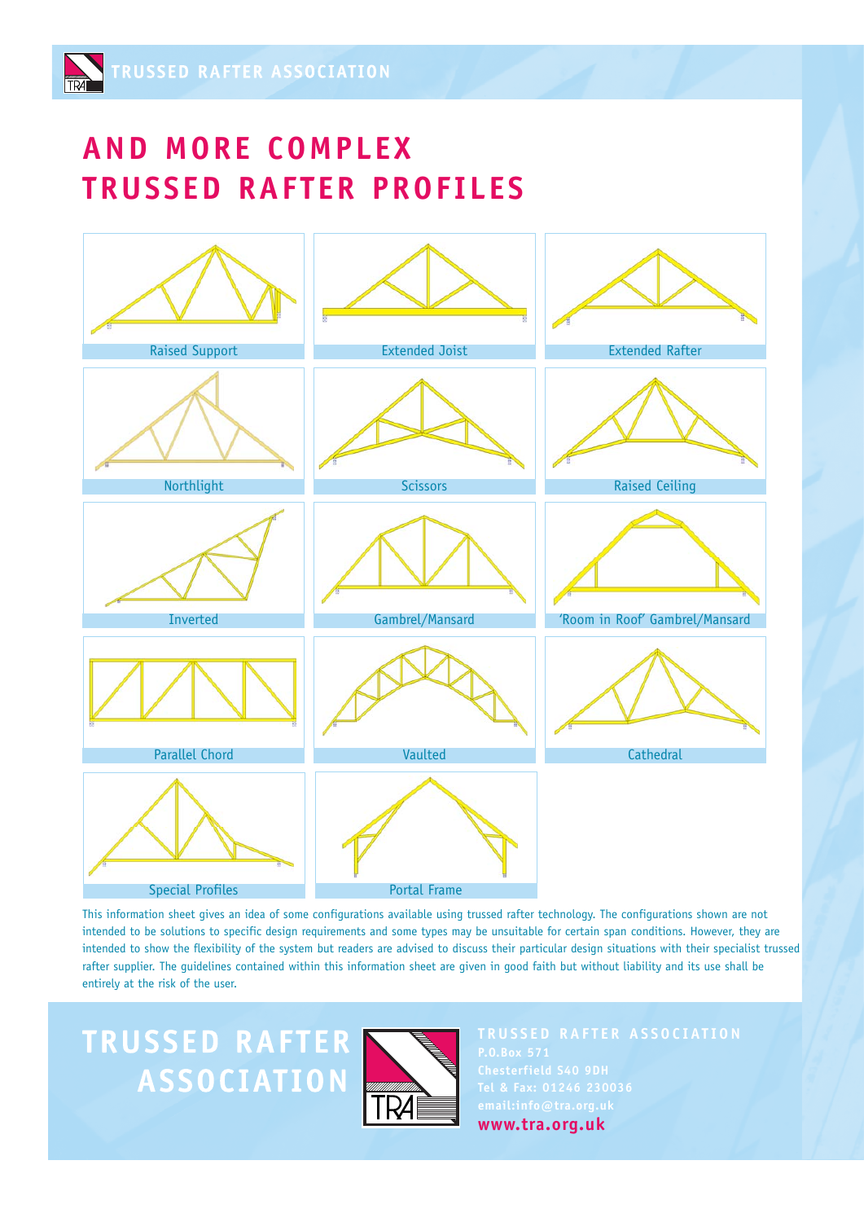# AND MORE COMPLEX TRUSSED RAFTER PROFILES

Raised Support

Extended Joist

Extended Rafter

Northlight

Scissors

Raised Ceiling

Inverted

Gambrel/Mansard

'Room in Roof' Gambrel/Mansard

Parallel Chord

Vaulted

Cathedral

Special Profiles

Portal Frame

This information sheet gives an idea of some configurations available using trussed rafter technology. The configurations shown are not intended to be solutions to specific design requirements and some types may be unsuitable for certain span conditions. However, they are intended to show the flexibility of the system but readers are advised to discuss their particular design situations with their specialist trussed rafter supplier. The guidelines contained within this information sheet are given in good faith but without liability and its use shall be entirely at the risk of the user.

**TRUSSED RAFTER ASSOCIATION**

TRUSSED RAFTER ASSOCIATION
P.O.Box 571
Chesterfield S40 9DH
Tel & Fax: 01246 230036
email:info@tra.org.uk
**www.tra.org.uk**